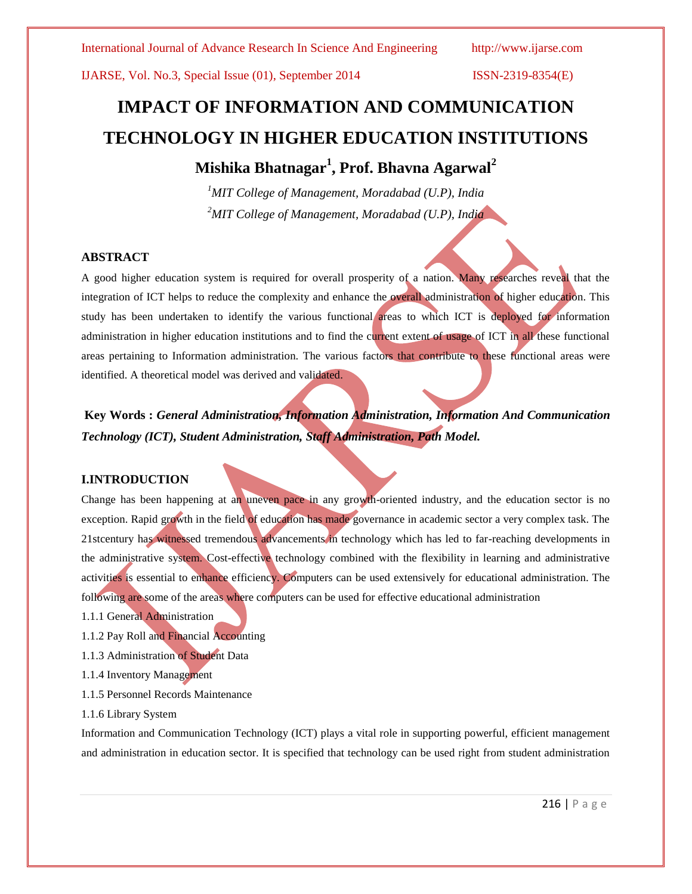# IMPACT OF INFORMATION AND COMMUNICATION TECHNOLOGY IN HIGHER EDUCATION INSTITUTIONS

**Mishika Bhatnagar[1], Prof. Bhavna Agarwal[2]**

[1]*MIT College of Management, Moradabad (U.P), India*

[2]*MIT College of Management, Moradabad (U.P), India*

## ABSTRACT

A good higher education system is required for overall prosperity of a nation. Many researches reveal that the integration of ICT helps to reduce the complexity and enhance the overall administration of higher education. This study has been undertaken to identify the various functional areas to which ICT is deployed for information administration in higher education institutions and to find the current extent of usage of ICT in all these functional areas pertaining to Information administration. The various factors that contribute to these functional areas were identified. A theoretical model was derived and validated.

**Key Words :** ***General Administration, Information Administration, Information And Communication Technology (ICT), Student Administration, Staff Administration, Path Model.***

## I.INTRODUCTION

Change has been happening at an uneven pace in any growth-oriented industry, and the education sector is no exception. Rapid growth in the field of education has made governance in academic sector a very complex task. The 21stcentury has witnessed tremendous advancements in technology which has led to far-reaching developments in the administrative system. Cost-effective technology combined with the flexibility in learning and administrative activities is essential to enhance efficiency. Computers can be used extensively for educational administration. The following are some of the areas where computers can be used for effective educational administration

1.1.1 General Administration

1.1.2 Pay Roll and Financial Accounting

1.1.3 Administration of Student Data

1.1.4 Inventory Management

1.1.5 Personnel Records Maintenance

1.1.6 Library System

Information and Communication Technology (ICT) plays a vital role in supporting powerful, efficient management and administration in education sector. It is specified that technology can be used right from student administration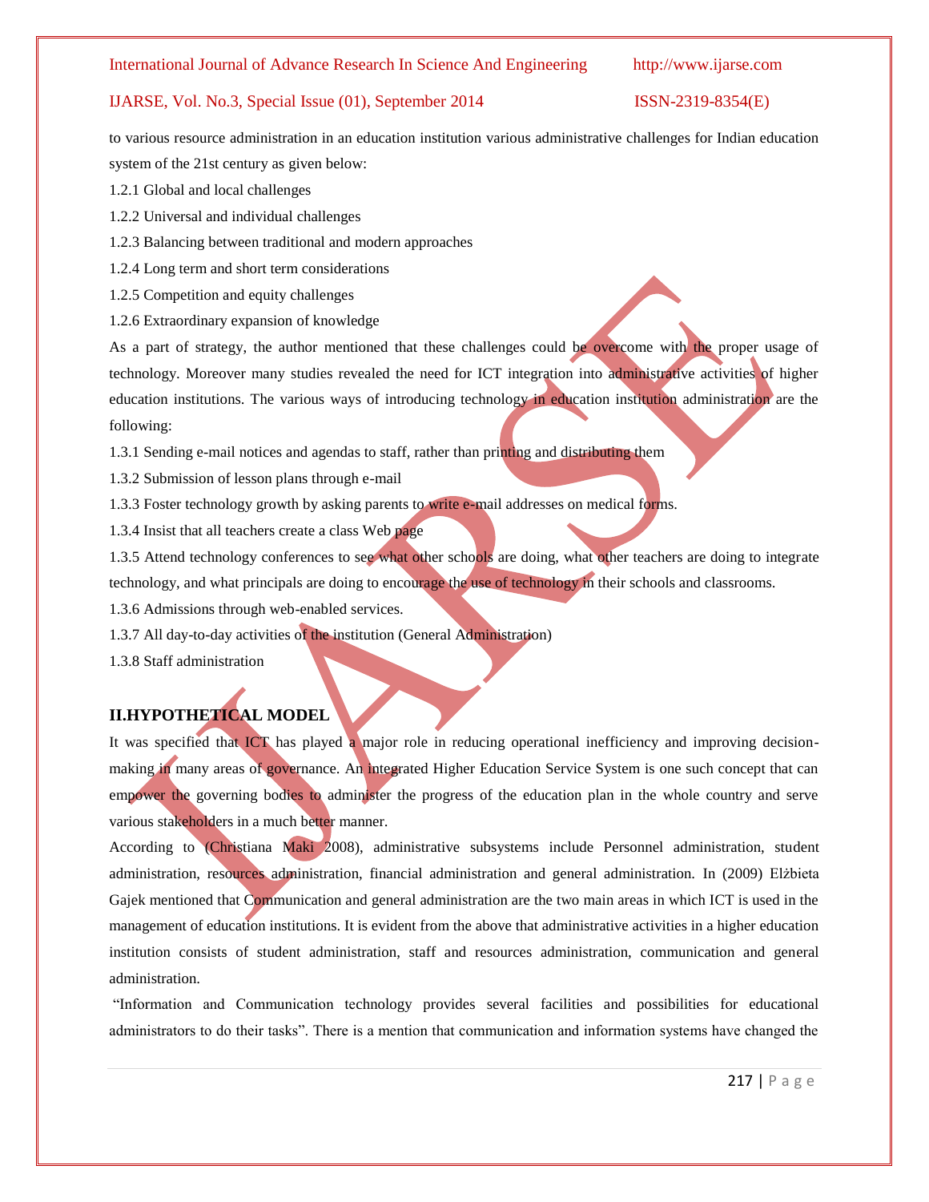to various resource administration in an education institution various administrative challenges for Indian education system of the 21st century as given below:

1.2.1 Global and local challenges

1.2.2 Universal and individual challenges

1.2.3 Balancing between traditional and modern approaches

1.2.4 Long term and short term considerations

1.2.5 Competition and equity challenges

1.2.6 Extraordinary expansion of knowledge

As a part of strategy, the author mentioned that these challenges could be overcome with the proper usage of technology. Moreover many studies revealed the need for ICT integration into administrative activities of higher education institutions. The various ways of introducing technology in education institution administration are the following:

1.3.1 Sending e-mail notices and agendas to staff, rather than printing and distributing them

1.3.2 Submission of lesson plans through e-mail

1.3.3 Foster technology growth by asking parents to write e-mail addresses on medical forms.

1.3.4 Insist that all teachers create a class Web page

1.3.5 Attend technology conferences to see what other schools are doing, what other teachers are doing to integrate technology, and what principals are doing to encourage the use of technology in their schools and classrooms.

1.3.6 Admissions through web-enabled services.

1.3.7 All day-to-day activities of the institution (General Administration)

1.3.8 Staff administration

## II.HYPOTHETICAL MODEL

It was specified that ICT has played a major role in reducing operational inefficiency and improving decision-making in many areas of governance. An integrated Higher Education Service System is one such concept that can empower the governing bodies to administer the progress of the education plan in the whole country and serve various stakeholders in a much better manner.

According to (Christiana Maki 2008), administrative subsystems include Personnel administration, student administration, resources administration, financial administration and general administration. In (2009) Elżbieta Gajek mentioned that Communication and general administration are the two main areas in which ICT is used in the management of education institutions. It is evident from the above that administrative activities in a higher education institution consists of student administration, staff and resources administration, communication and general administration.

"Information and Communication technology provides several facilities and possibilities for educational administrators to do their tasks". There is a mention that communication and information systems have changed the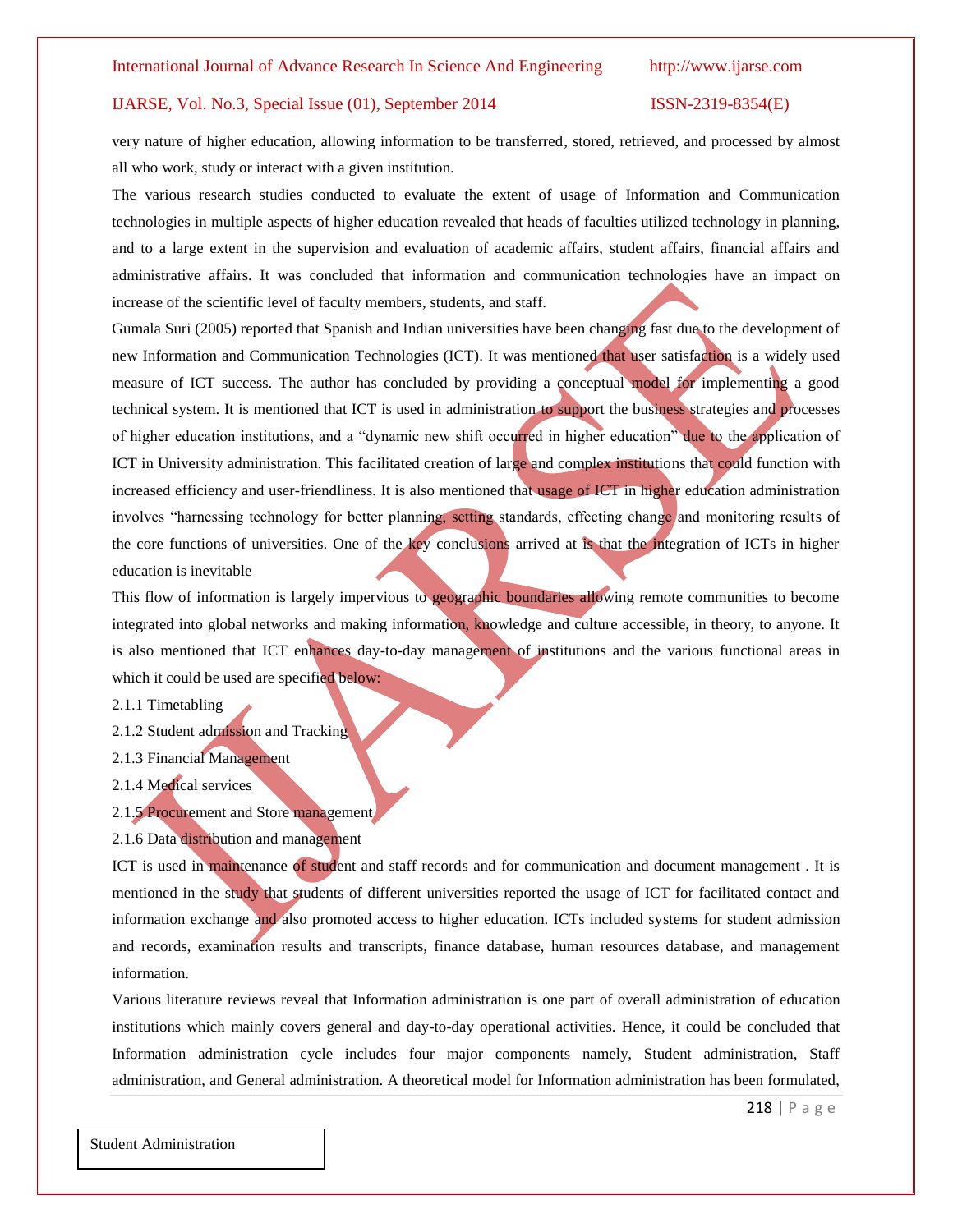very nature of higher education, allowing information to be transferred, stored, retrieved, and processed by almost all who work, study or interact with a given institution.

The various research studies conducted to evaluate the extent of usage of Information and Communication technologies in multiple aspects of higher education revealed that heads of faculties utilized technology in planning, and to a large extent in the supervision and evaluation of academic affairs, student affairs, financial affairs and administrative affairs. It was concluded that information and communication technologies have an impact on increase of the scientific level of faculty members, students, and staff.

Gumala Suri (2005) reported that Spanish and Indian universities have been changing fast due to the development of new Information and Communication Technologies (ICT). It was mentioned that user satisfaction is a widely used measure of ICT success. The author has concluded by providing a conceptual model for implementing a good technical system. It is mentioned that ICT is used in administration to support the business strategies and processes of higher education institutions, and a "dynamic new shift occurred in higher education" due to the application of ICT in University administration. This facilitated creation of large and complex institutions that could function with increased efficiency and user-friendliness. It is also mentioned that usage of ICT in higher education administration involves "harnessing technology for better planning, setting standards, effecting change and monitoring results of the core functions of universities. One of the key conclusions arrived at is that the integration of ICTs in higher education is inevitable

This flow of information is largely impervious to geographic boundaries allowing remote communities to become integrated into global networks and making information, knowledge and culture accessible, in theory, to anyone. It is also mentioned that ICT enhances day-to-day management of institutions and the various functional areas in which it could be used are specified below:

2.1.1 Timetabling

2.1.2 Student admission and Tracking

2.1.3 Financial Management

2.1.4 Medical services

2.1.5 Procurement and Store management

2.1.6 Data distribution and management

ICT is used in maintenance of student and staff records and for communication and document management . It is mentioned in the study that students of different universities reported the usage of ICT for facilitated contact and information exchange and also promoted access to higher education. ICTs included systems for student admission and records, examination results and transcripts, finance database, human resources database, and management information.

Various literature reviews reveal that Information administration is one part of overall administration of education institutions which mainly covers general and day-to-day operational activities. Hence, it could be concluded that Information administration cycle includes four major components namely, Student administration, Staff administration, and General administration. A theoretical model for Information administration has been formulated,

Student Administration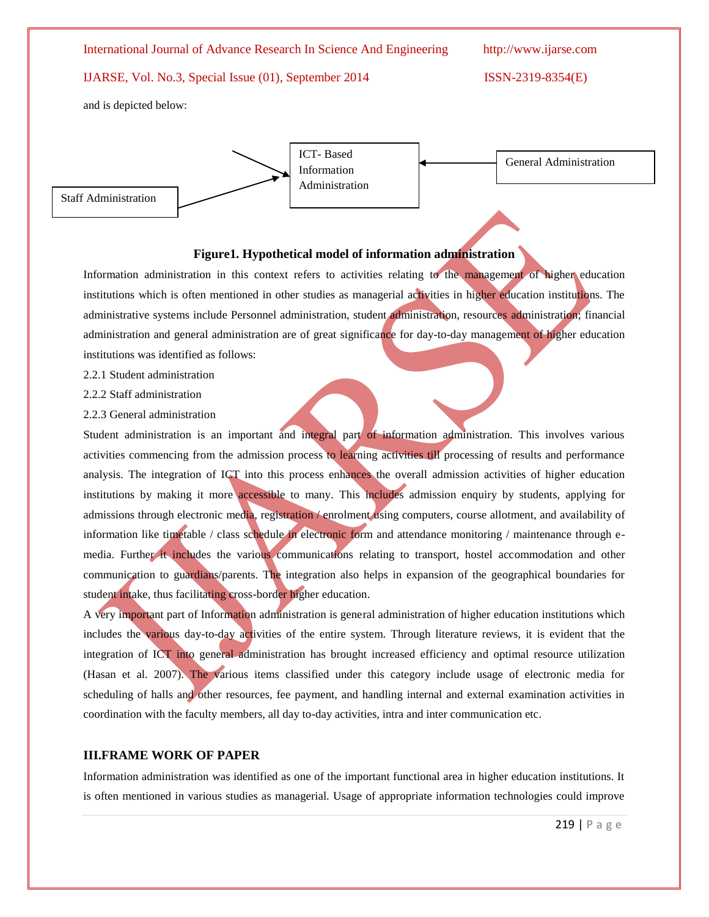and is depicted below:

Staff Administration → ICT- Based Information Administration ← General Administration

**Figure1. Hypothetical model of information administration**

Information administration in this context refers to activities relating to the management of higher education institutions which is often mentioned in other studies as managerial activities in higher education institutions. The administrative systems include Personnel administration, student administration, resources administration; financial administration and general administration are of great significance for day-to-day management of higher education institutions was identified as follows:

2.2.1 Student administration

2.2.2 Staff administration

2.2.3 General administration

Student administration is an important and integral part of information administration. This involves various activities commencing from the admission process to learning activities till processing of results and performance analysis. The integration of ICT into this process enhances the overall admission activities of higher education institutions by making it more accessible to many. This includes admission enquiry by students, applying for admissions through electronic media, registration / enrolment using computers, course allotment, and availability of information like timetable / class schedule in electronic form and attendance monitoring / maintenance through e-media. Further it includes the various communications relating to transport, hostel accommodation and other communication to guardians/parents. The integration also helps in expansion of the geographical boundaries for student intake, thus facilitating cross-border higher education.

A very important part of Information administration is general administration of higher education institutions which includes the various day-to-day activities of the entire system. Through literature reviews, it is evident that the integration of ICT into general administration has brought increased efficiency and optimal resource utilization (Hasan et al. 2007). The various items classified under this category include usage of electronic media for scheduling of halls and other resources, fee payment, and handling internal and external examination activities in coordination with the faculty members, all day to-day activities, intra and inter communication etc.

## III.FRAME WORK OF PAPER

Information administration was identified as one of the important functional area in higher education institutions. It is often mentioned in various studies as managerial. Usage of appropriate information technologies could improve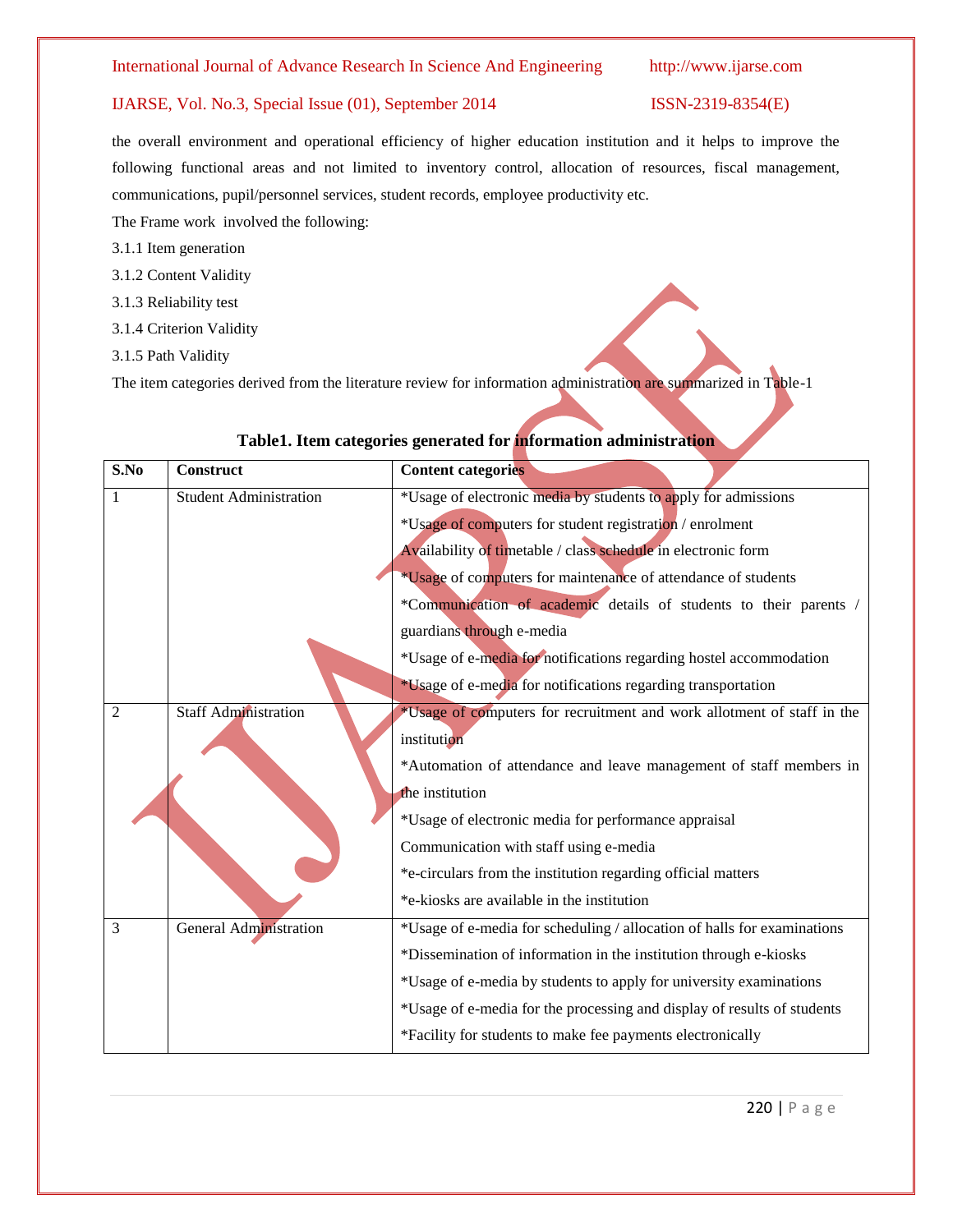the overall environment and operational efficiency of higher education institution and it helps to improve the following functional areas and not limited to inventory control, allocation of resources, fiscal management, communications, pupil/personnel services, student records, employee productivity etc.

The Frame work involved the following:

3.1.1 Item generation

3.1.2 Content Validity

3.1.3 Reliability test

3.1.4 Criterion Validity

3.1.5 Path Validity

The item categories derived from the literature review for information administration are summarized in Table-1

**Table1. Item categories generated for information administration**

| S.No | Construct | Content categories |
|---|---|---|
| 1 | Student Administration | *Usage of electronic media by students to apply for admissions<br>*Usage of computers for student registration / enrolment<br>Availability of timetable / class schedule in electronic form<br>*Usage of computers for maintenance of attendance of students<br>*Communication of academic details of students to their parents / guardians through e-media<br>*Usage of e-media for notifications regarding hostel accommodation<br>*Usage of e-media for notifications regarding transportation |
| 2 | Staff Administration | *Usage of computers for recruitment and work allotment of staff in the institution<br>*Automation of attendance and leave management of staff members in the institution<br>*Usage of electronic media for performance appraisal<br>Communication with staff using e-media<br>*e-circulars from the institution regarding official matters<br>*e-kiosks are available in the institution |
| 3 | General Administration | *Usage of e-media for scheduling / allocation of halls for examinations<br>*Dissemination of information in the institution through e-kiosks<br>*Usage of e-media by students to apply for university examinations<br>*Usage of e-media for the processing and display of results of students<br>*Facility for students to make fee payments electronically |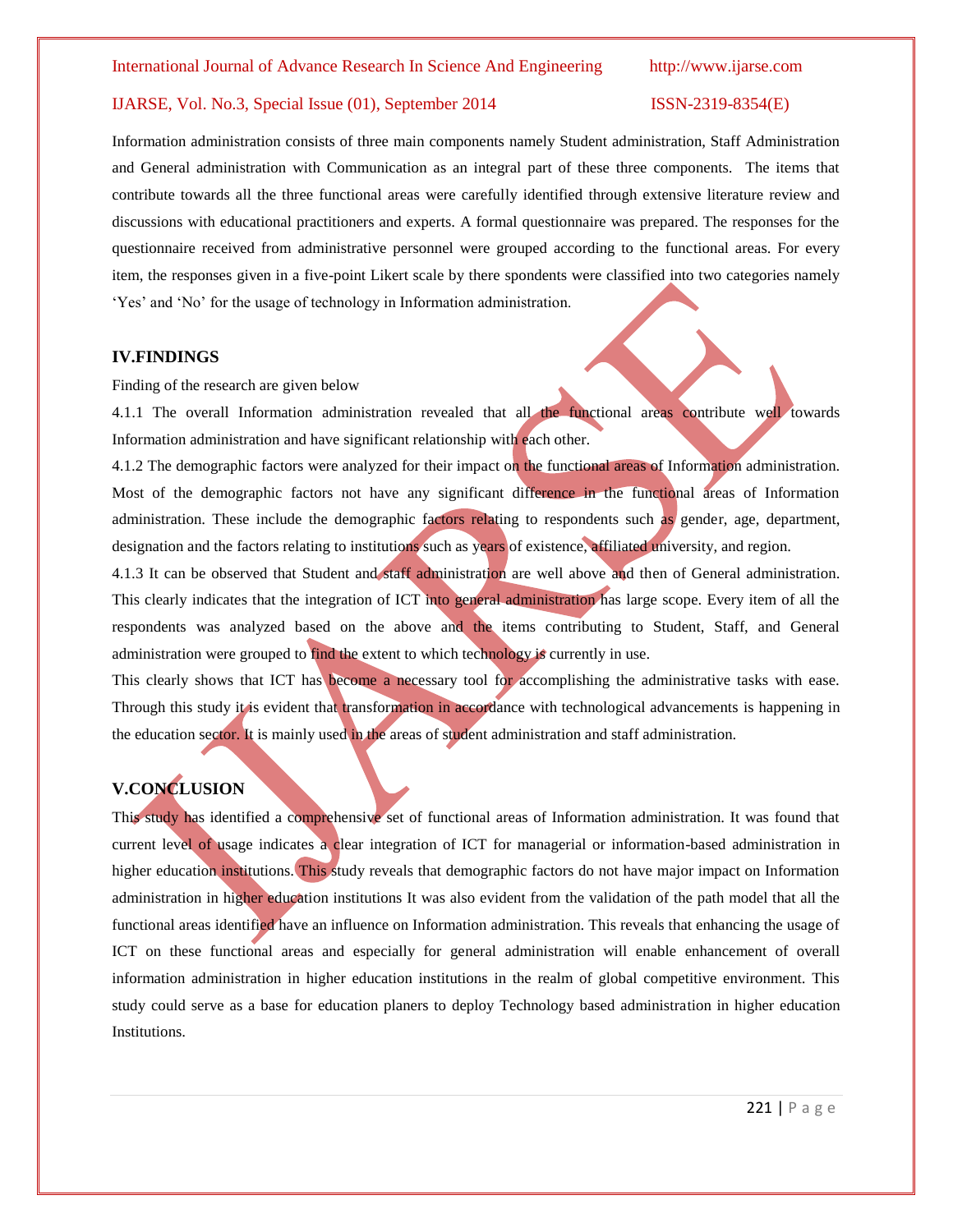Information administration consists of three main components namely Student administration, Staff Administration and General administration with Communication as an integral part of these three components. The items that contribute towards all the three functional areas were carefully identified through extensive literature review and discussions with educational practitioners and experts. A formal questionnaire was prepared. The responses for the questionnaire received from administrative personnel were grouped according to the functional areas. For every item, the responses given in a five-point Likert scale by there spondents were classified into two categories namely 'Yes' and 'No' for the usage of technology in Information administration.

## IV.FINDINGS

Finding of the research are given below

4.1.1 The overall Information administration revealed that all the functional areas contribute well towards Information administration and have significant relationship with each other.

4.1.2 The demographic factors were analyzed for their impact on the functional areas of Information administration. Most of the demographic factors not have any significant difference in the functional areas of Information administration. These include the demographic factors relating to respondents such as gender, age, department, designation and the factors relating to institutions such as years of existence, affiliated university, and region.

4.1.3 It can be observed that Student and staff administration are well above and then of General administration. This clearly indicates that the integration of ICT into general administration has large scope. Every item of all the respondents was analyzed based on the above and the items contributing to Student, Staff, and General administration were grouped to find the extent to which technology is currently in use.

This clearly shows that ICT has become a necessary tool for accomplishing the administrative tasks with ease. Through this study it is evident that transformation in accordance with technological advancements is happening in the education sector. It is mainly used in the areas of student administration and staff administration.

## V.CONCLUSION

This study has identified a comprehensive set of functional areas of Information administration. It was found that current level of usage indicates a clear integration of ICT for managerial or information-based administration in higher education institutions. This study reveals that demographic factors do not have major impact on Information administration in higher education institutions It was also evident from the validation of the path model that all the functional areas identified have an influence on Information administration. This reveals that enhancing the usage of ICT on these functional areas and especially for general administration will enable enhancement of overall information administration in higher education institutions in the realm of global competitive environment. This study could serve as a base for education planers to deploy Technology based administration in higher education Institutions.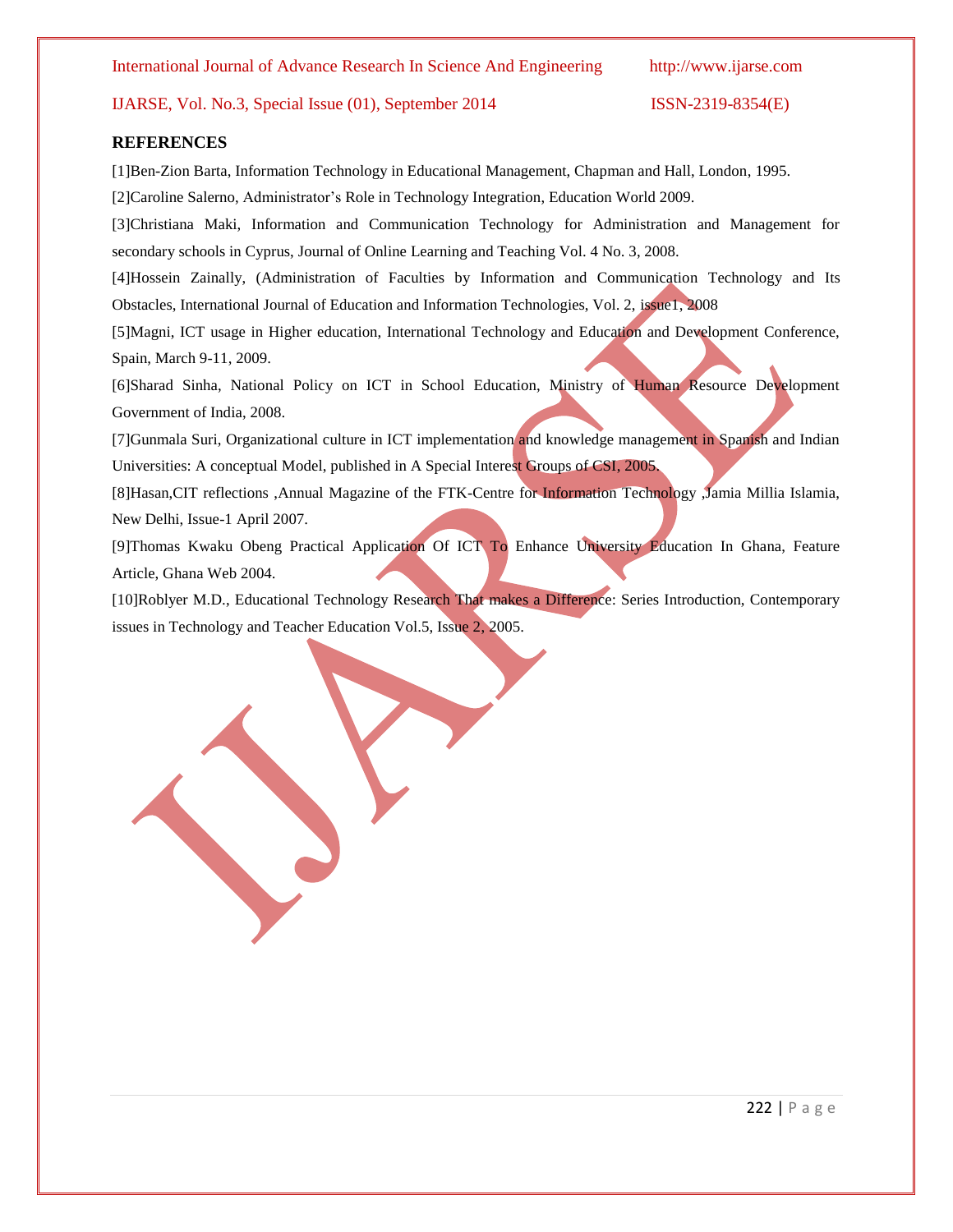**REFERENCES**

[1]Ben-Zion Barta, Information Technology in Educational Management, Chapman and Hall, London, 1995.

[2]Caroline Salerno, Administrator's Role in Technology Integration, Education World 2009.

[3]Christiana Maki, Information and Communication Technology for Administration and Management for secondary schools in Cyprus, Journal of Online Learning and Teaching Vol. 4 No. 3, 2008.

[4]Hossein Zainally, (Administration of Faculties by Information and Communication Technology and Its Obstacles, International Journal of Education and Information Technologies, Vol. 2, issue1, 2008

[5]Magni, ICT usage in Higher education, International Technology and Education and Development Conference, Spain, March 9-11, 2009.

[6]Sharad Sinha, National Policy on ICT in School Education, Ministry of Human Resource Development Government of India, 2008.

[7]Gunmala Suri, Organizational culture in ICT implementation and knowledge management in Spanish and Indian Universities: A conceptual Model, published in A Special Interest Groups of CSI, 2005.

[8]Hasan,CIT reflections ,Annual Magazine of the FTK-Centre for Information Technology ,Jamia Millia Islamia, New Delhi, Issue-1 April 2007.

[9]Thomas Kwaku Obeng Practical Application Of ICT To Enhance University Education In Ghana, Feature Article, Ghana Web 2004.

[10]Roblyer M.D., Educational Technology Research That makes a Difference: Series Introduction, Contemporary issues in Technology and Teacher Education Vol.5, Issue 2, 2005.